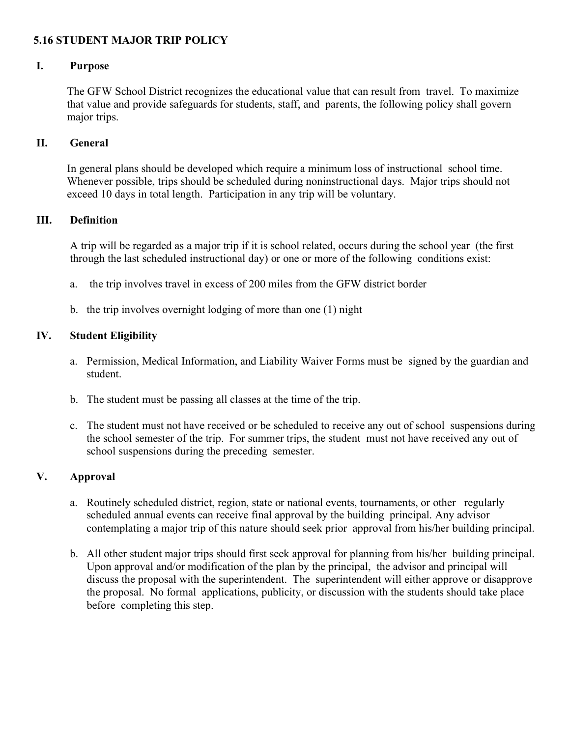# 5.16 STUDENT MAJOR TRIP POLICY

## I. Purpose

The GFW School District recognizes the educational value that can result from travel. To maximize that value and provide safeguards for students, staff, and parents, the following policy shall govern major trips.

## II. General

In general plans should be developed which require a minimum loss of instructional school time. Whenever possible, trips should be scheduled during noninstructional days. Major trips should not exceed 10 days in total length. Participation in any trip will be voluntary.

## III. Definition

A trip will be regarded as a major trip if it is school related, occurs during the school year (the first through the last scheduled instructional day) or one or more of the following conditions exist:

a. the trip involves travel in excess of 200 miles from the GFW district border

b. the trip involves overnight lodging of more than one (1) night

## IV. Student Eligibility

a. Permission, Medical Information, and Liability Waiver Forms must be signed by the guardian and student.

b. The student must be passing all classes at the time of the trip.

c. The student must not have received or be scheduled to receive any out of school suspensions during the school semester of the trip. For summer trips, the student must not have received any out of school suspensions during the preceding semester.

## V. Approval

a. Routinely scheduled district, region, state or national events, tournaments, or other regularly scheduled annual events can receive final approval by the building principal. Any advisor contemplating a major trip of this nature should seek prior approval from his/her building principal.

b. All other student major trips should first seek approval for planning from his/her building principal. Upon approval and/or modification of the plan by the principal, the advisor and principal will discuss the proposal with the superintendent. The superintendent will either approve or disapprove the proposal. No formal applications, publicity, or discussion with the students should take place before completing this step.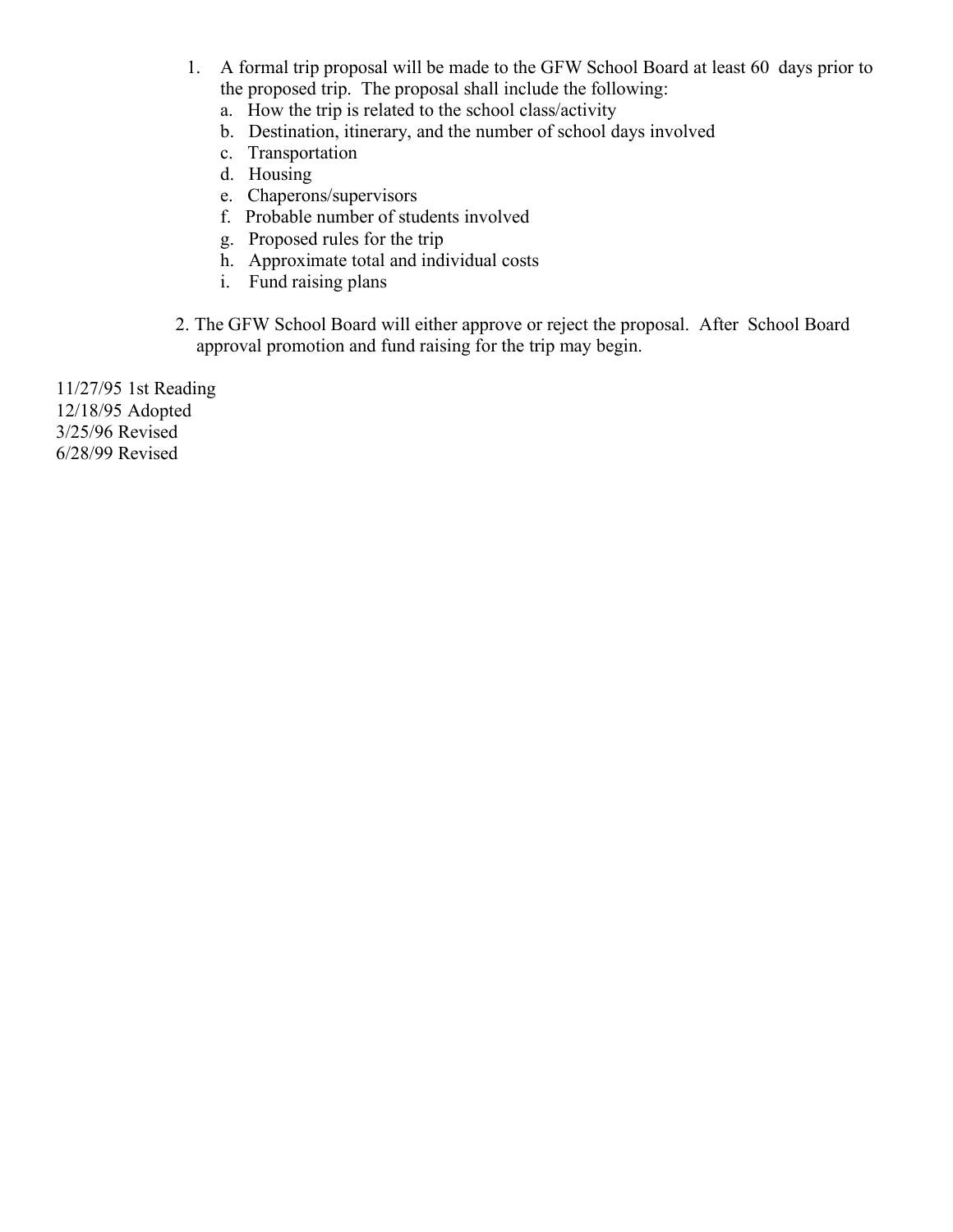1. A formal trip proposal will be made to the GFW School Board at least 60 days prior to the proposed trip. The proposal shall include the following:
   a. How the trip is related to the school class/activity
   b. Destination, itinerary, and the number of school days involved
   c. Transportation
   d. Housing
   e. Chaperons/supervisors
   f. Probable number of students involved
   g. Proposed rules for the trip
   h. Approximate total and individual costs
   i. Fund raising plans

2. The GFW School Board will either approve or reject the proposal. After School Board approval promotion and fund raising for the trip may begin.

11/27/95 1st Reading
12/18/95 Adopted
3/25/96 Revised
6/28/99 Revised